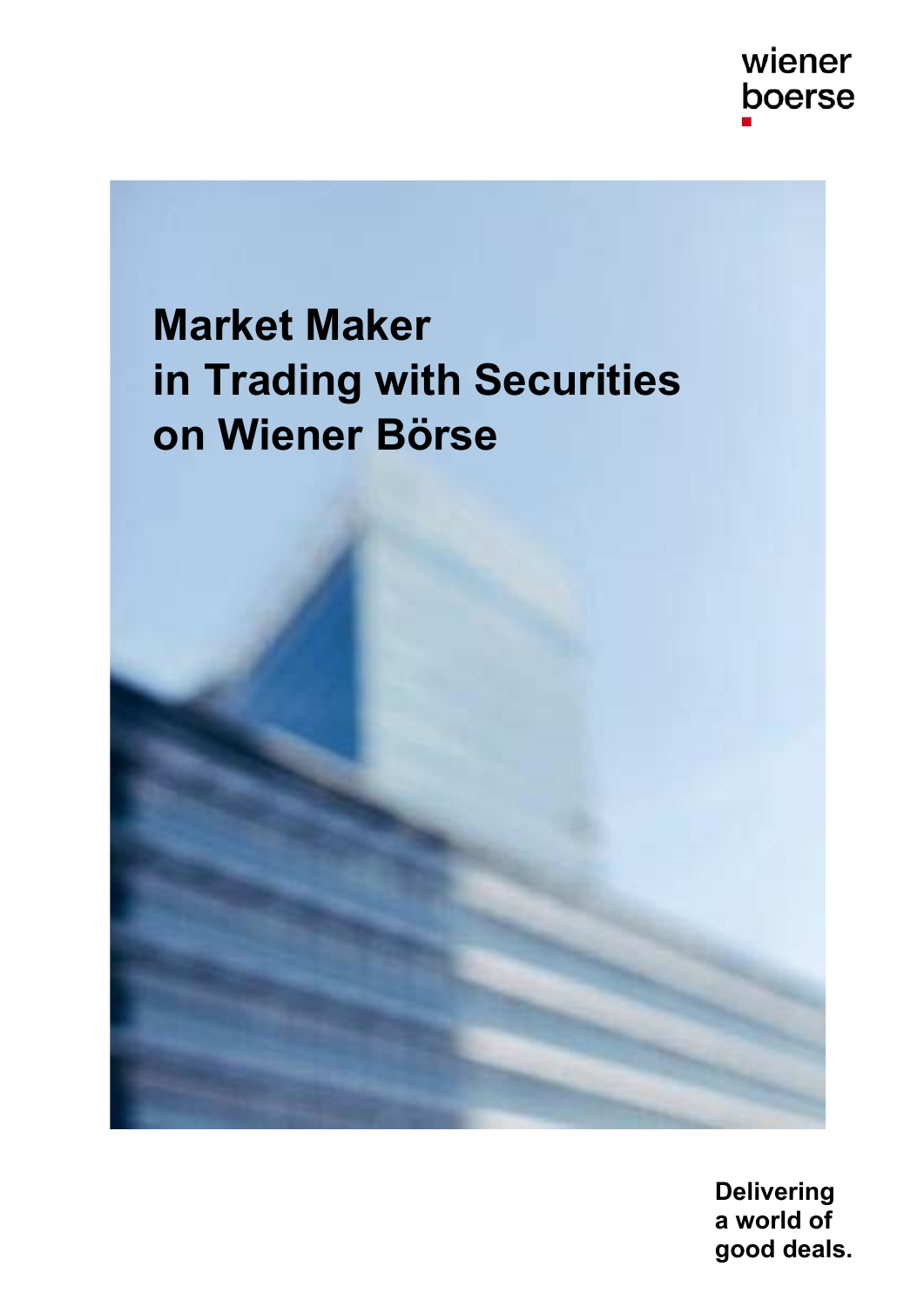wiener boerse

# Market Maker in Trading with Securities on Wiener Börse

**Delivering a world of good deals.**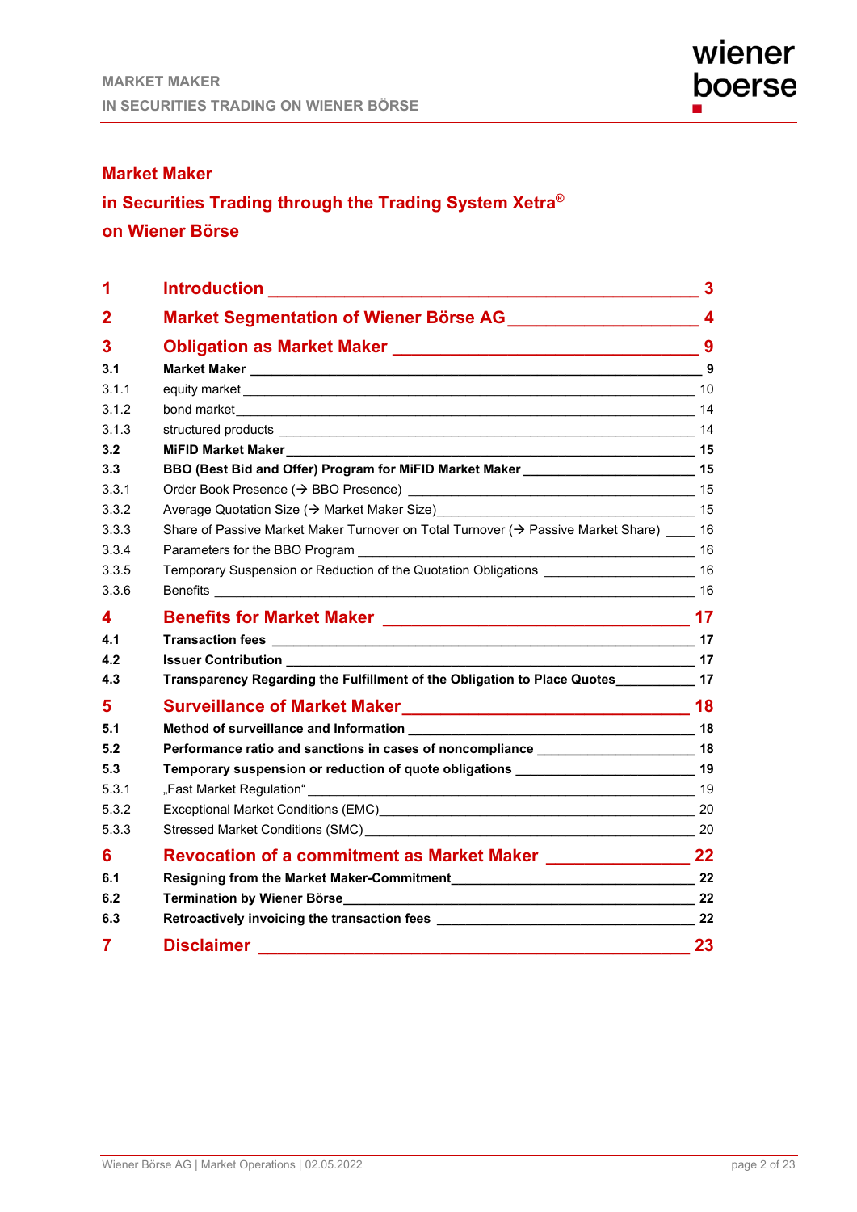# Market Maker
# in Securities Trading through the Trading System Xetra®
# on Wiener Börse

| | | |
|---|---|---|
| **1** | **Introduction** | **3** |
| **2** | **Market Segmentation of Wiener Börse AG** | **4** |
| **3** | **Obligation as Market Maker** | **9** |
| **3.1** | **Market Maker** | **9** |
| 3.1.1 | equity market | 10 |
| 3.1.2 | bond market | 14 |
| 3.1.3 | structured products | 14 |
| **3.2** | **MiFID Market Maker** | **15** |
| **3.3** | **BBO (Best Bid and Offer) Program for MiFID Market Maker** | **15** |
| 3.3.1 | Order Book Presence (→ BBO Presence) | 15 |
| 3.3.2 | Average Quotation Size (→ Market Maker Size) | 15 |
| 3.3.3 | Share of Passive Market Maker Turnover on Total Turnover (→ Passive Market Share) | 16 |
| 3.3.4 | Parameters for the BBO Program | 16 |
| 3.3.5 | Temporary Suspension or Reduction of the Quotation Obligations | 16 |
| 3.3.6 | Benefits | 16 |
| **4** | **Benefits for Market Maker** | **17** |
| **4.1** | **Transaction fees** | **17** |
| **4.2** | **Issuer Contribution** | **17** |
| **4.3** | **Transparency Regarding the Fulfillment of the Obligation to Place Quotes** | **17** |
| **5** | **Surveillance of Market Maker** | **18** |
| **5.1** | **Method of surveillance and Information** | **18** |
| **5.2** | **Performance ratio and sanctions in cases of noncompliance** | **18** |
| **5.3** | **Temporary suspension or reduction of quote obligations** | **19** |
| 5.3.1 | „Fast Market Regulation“ | 19 |
| 5.3.2 | Exceptional Market Conditions (EMC) | 20 |
| 5.3.3 | Stressed Market Conditions (SMC) | 20 |
| **6** | **Revocation of a commitment as Market Maker** | **22** |
| **6.1** | **Resigning from the Market Maker-Commitment** | **22** |
| **6.2** | **Termination by Wiener Börse** | **22** |
| **6.3** | **Retroactively invoicing the transaction fees** | **22** |
| **7** | **Disclaimer** | **23** |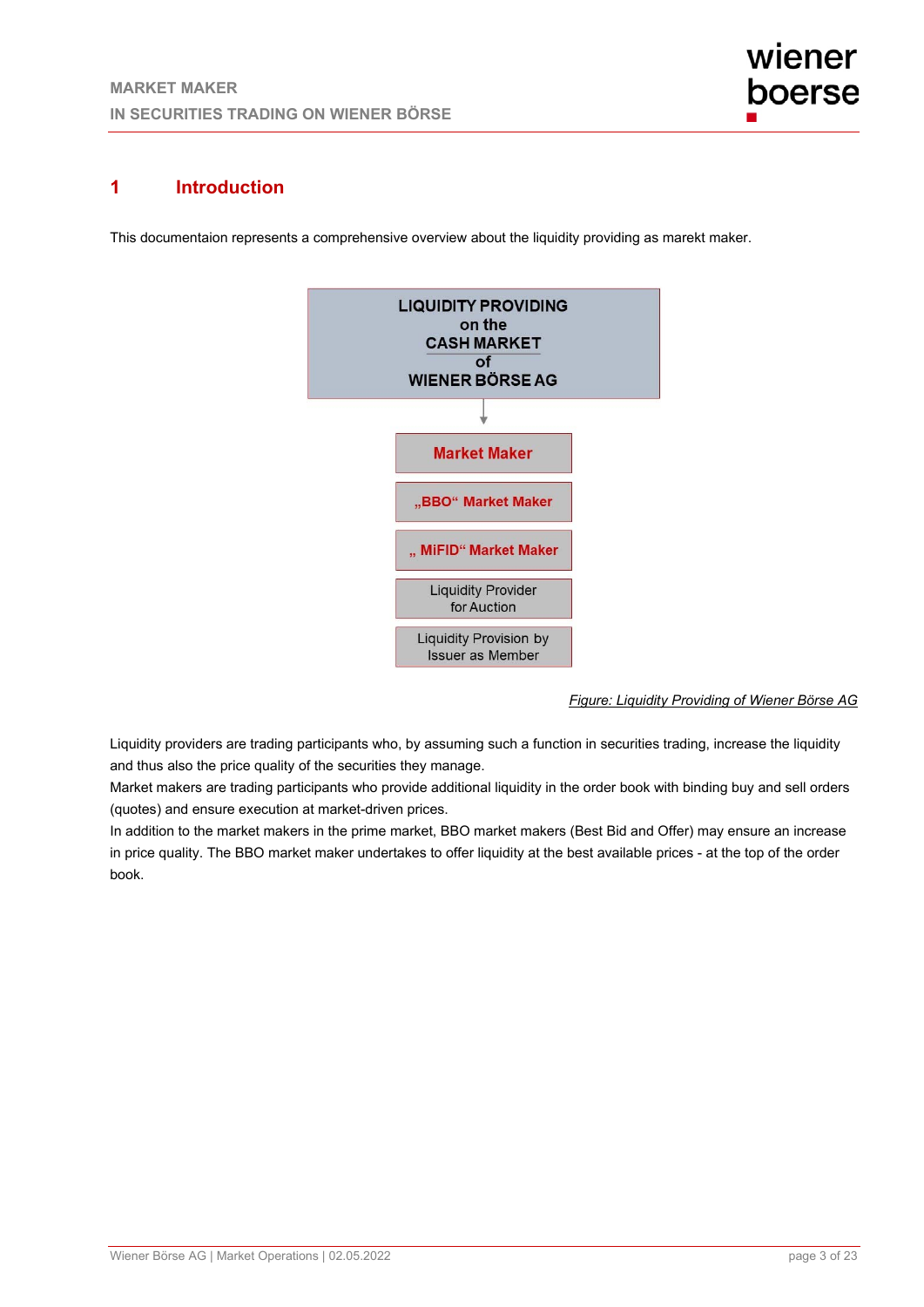# 1 Introduction

This documentaion represents a comprehensive overview about the liquidity providing as marekt maker.

**LIQUIDITY PROVIDING**
**on the**
**CASH MARKET**
**of**
**WIENER BÖRSE AG**

- **Market Maker**
- **„BBO“ Market Maker**
- **„ MiFID“ Market Maker**
- Liquidity Provider for Auction
- Liquidity Provision by Issuer as Member

*Figure: Liquidity Providing of Wiener Börse AG*

Liquidity providers are trading participants who, by assuming such a function in securities trading, increase the liquidity and thus also the price quality of the securities they manage.
Market makers are trading participants who provide additional liquidity in the order book with binding buy and sell orders (quotes) and ensure execution at market-driven prices.
In addition to the market makers in the prime market, BBO market makers (Best Bid and Offer) may ensure an increase in price quality. The BBO market maker undertakes to offer liquidity at the best available prices - at the top of the order book.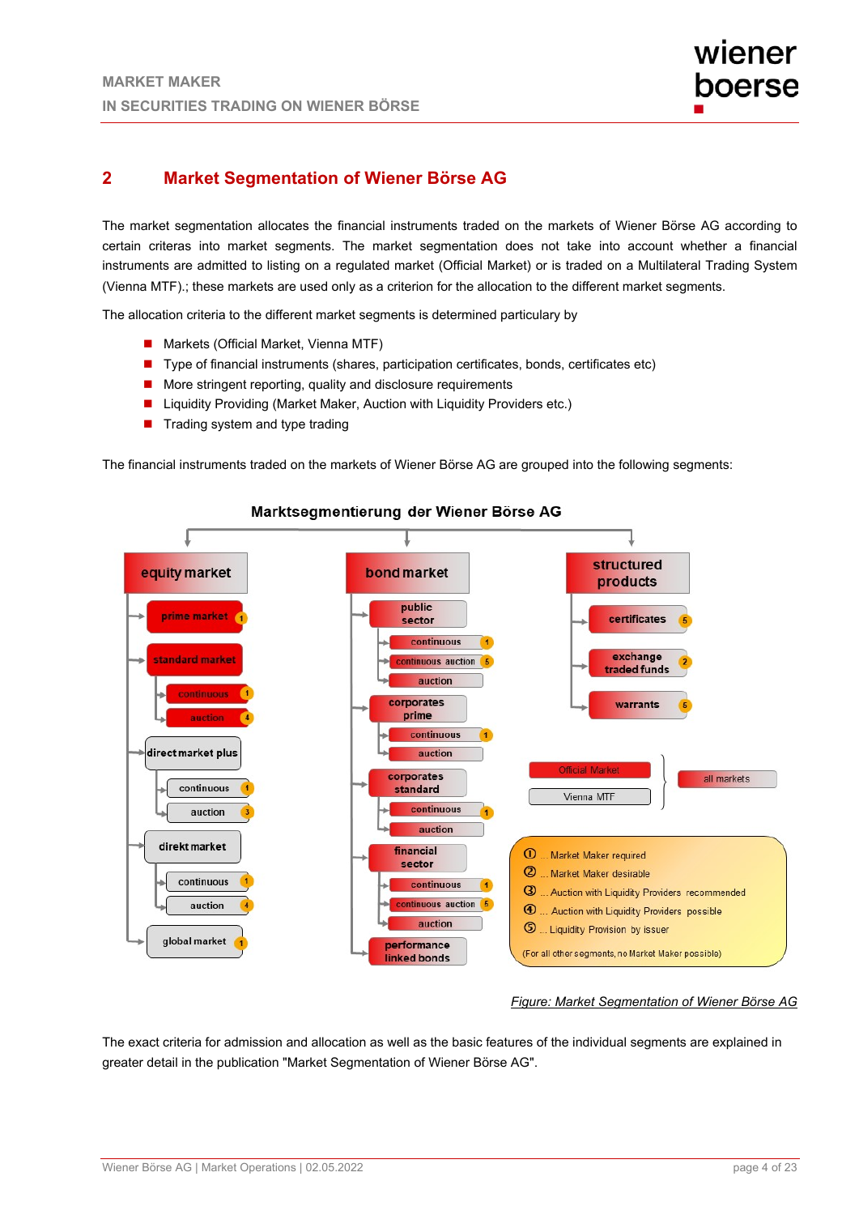## 2 Market Segmentation of Wiener Börse AG

The market segmentation allocates the financial instruments traded on the markets of Wiener Börse AG according to certain criteras into market segments. The market segmentation does not take into account whether a financial instruments are admitted to listing on a regulated market (Official Market) or is traded on a Multilateral Trading System (Vienna MTF).; these markets are used only as a criterion for the allocation to the different market segments.

The allocation criteria to the different market segments is determined particulary by

- Markets (Official Market, Vienna MTF)
- Type of financial instruments (shares, participation certificates, bonds, certificates etc)
- More stringent reporting, quality and disclosure requirements
- Liquidity Providing (Market Maker, Auction with Liquidity Providers etc.)
- Trading system and type trading

The financial instruments traded on the markets of Wiener Börse AG are grouped into the following segments:

**Marktsegmentierung der Wiener Börse AG**

- **equity market**
  - prime market ①
  - standard market
    - continuous ①
    - auction ④
  - direct market plus
    - continuous ①
    - auction ③
  - direkt market
    - continuous ①
    - auction ④
  - global market ①
- **bond market**
  - public sector
    - continuous ①
    - continuous auction ⑤
    - auction
  - corporates prime
    - continuous ①
    - auction
  - corporates standard
    - continuous ①
    - auction
  - financial sector
    - continuous ①
    - continuous auction ⑤
    - auction
  - performance linked bonds
- **structured products**
  - certificates ⑤
  - exchange traded funds ②
  - warrants ⑤

Official Market / Vienna MTF } all markets

① ... Market Maker required
② ... Market Maker desirable
③ ... Auction with Liquidity Providers recommended
④ ... Auction with Liquidity Providers possible
⑤ ... Liquidity Provision by issuer
(For all other segments, no Market Maker possible)

*Figure: Market Segmentation of Wiener Börse AG*

The exact criteria for admission and allocation as well as the basic features of the individual segments are explained in greater detail in the publication "Market Segmentation of Wiener Börse AG".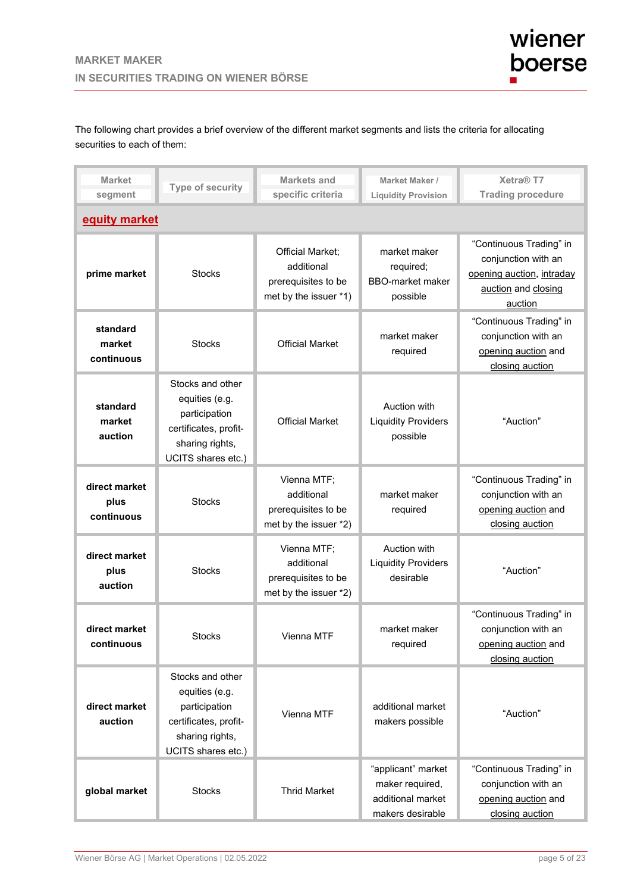The following chart provides a brief overview of the different market segments and lists the criteria for allocating securities to each of them:

| Market segment | Type of security | Markets and specific criteria | Market Maker / Liquidity Provision | Xetra® T7 Trading procedure |
|---|---|---|---|---|
| **equity market** | | | | |
| **prime market** | Stocks | Official Market; additional prerequisites to be met by the issuer *1) | market maker required; BBO-market maker possible | "Continuous Trading" in conjunction with an opening auction, intraday auction and closing auction |
| **standard market continuous** | Stocks | Official Market | market maker required | "Continuous Trading" in conjunction with an opening auction and closing auction |
| **standard market auction** | Stocks and other equities (e.g. participation certificates, profit-sharing rights, UCITS shares etc.) | Official Market | Auction with Liquidity Providers possible | "Auction" |
| **direct market plus continuous** | Stocks | Vienna MTF; additional prerequisites to be met by the issuer *2) | market maker required | "Continuous Trading" in conjunction with an opening auction and closing auction |
| **direct market plus auction** | Stocks | Vienna MTF; additional prerequisites to be met by the issuer *2) | Auction with Liquidity Providers desirable | "Auction" |
| **direct market continuous** | Stocks | Vienna MTF | market maker required | "Continuous Trading" in conjunction with an opening auction and closing auction |
| **direct market auction** | Stocks and other equities (e.g. participation certificates, profit-sharing rights, UCITS shares etc.) | Vienna MTF | additional market makers possible | "Auction" |
| **global market** | Stocks | Thrid Market | "applicant" market maker required, additional market makers desirable | "Continuous Trading" in conjunction with an opening auction and closing auction |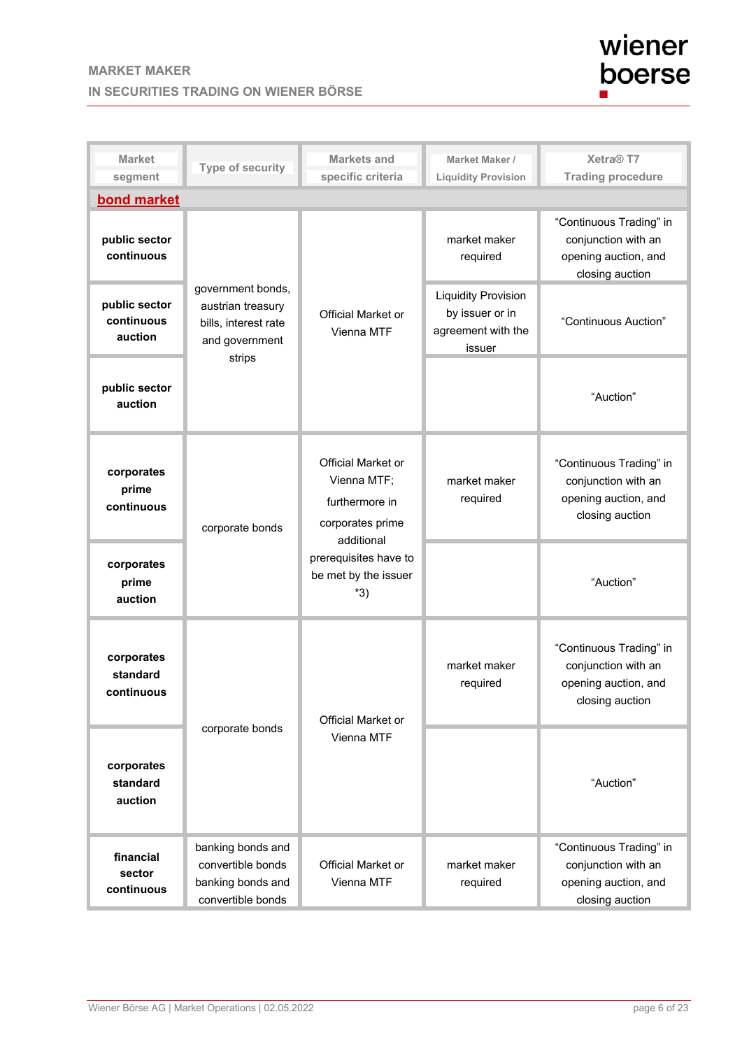| Market segment | Type of security | Markets and specific criteria | Market Maker / Liquidity Provision | Xetra® T7 Trading procedure |
|---|---|---|---|---|
| **bond market** | | | | |
| **public sector continuous** | government bonds, austrian treasury bills, interest rate and government strips | Official Market or Vienna MTF | market maker required | "Continuous Trading" in conjunction with an opening auction, and closing auction |
| **public sector continuous auction** | | | Liquidity Provision by issuer or in agreement with the issuer | "Continuous Auction" |
| **public sector auction** | | | | "Auction" |
| **corporates prime continuous** | corporate bonds | Official Market or Vienna MTF; furthermore in corporates prime additional prerequisites have to be met by the issuer *3) | market maker required | "Continuous Trading" in conjunction with an opening auction, and closing auction |
| **corporates prime auction** | | | | "Auction" |
| **corporates standard continuous** | corporate bonds | Official Market or Vienna MTF | market maker required | "Continuous Trading" in conjunction with an opening auction, and closing auction |
| **corporates standard auction** | | | | "Auction" |
| **financial sector continuous** | banking bonds and convertible bonds banking bonds and convertible bonds | Official Market or Vienna MTF | market maker required | "Continuous Trading" in conjunction with an opening auction, and closing auction |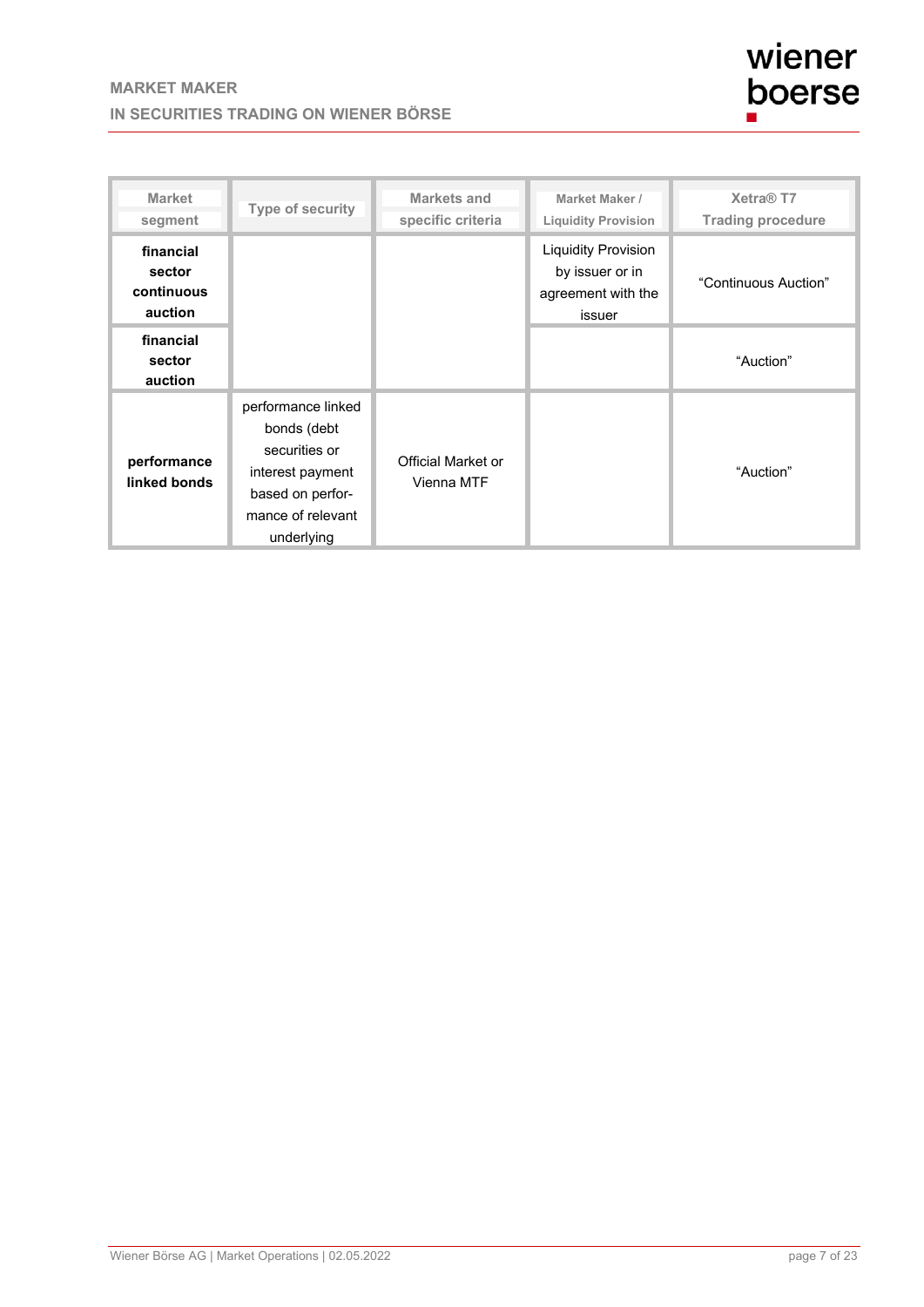| Market segment | Type of security | Markets and specific criteria | Market Maker / Liquidity Provision | Xetra® T7 Trading procedure |
|---|---|---|---|---|
| **financial sector continuous auction** | | | Liquidity Provision by issuer or in agreement with the issuer | "Continuous Auction" |
| **financial sector auction** | | | | "Auction" |
| **performance linked bonds** | performance linked bonds (debt securities or interest payment based on perfor-mance of relevant underlying | Official Market or Vienna MTF | | "Auction" |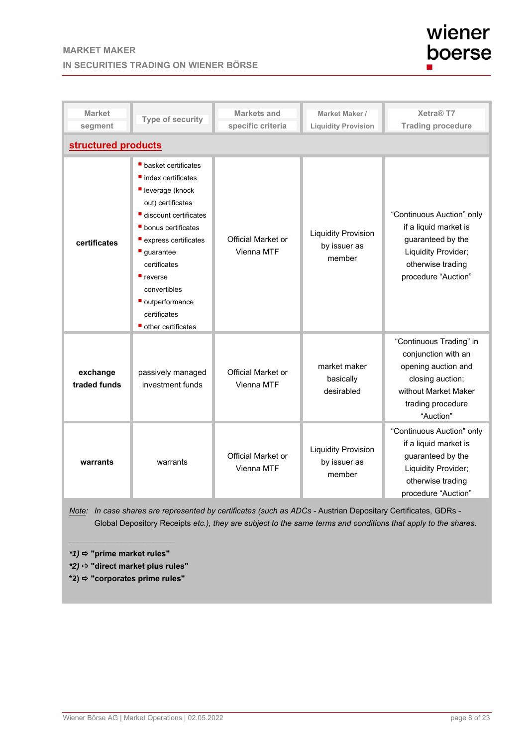| Market segment | Type of security | Markets and specific criteria | Market Maker / Liquidity Provision | Xetra® T7 Trading procedure |
|---|---|---|---|---|
| **structured products** | | | | |
| **certificates** | ▪ basket certificates<br>▪ index certificates<br>▪ leverage (knock out) certificates<br>▪ discount certificates<br>▪ bonus certificates<br>▪ express certificates<br>▪ guarantee certificates<br>▪ reverse convertibles<br>▪ outperformance certificates<br>▪ other certificates | Official Market or Vienna MTF | Liquidity Provision by issuer as member | “Continuous Auction” only if a liquid market is guaranteed by the Liquidity Provider; otherwise trading procedure “Auction” |
| **exchange traded funds** | passively managed investment funds | Official Market or Vienna MTF | market maker basically desirabled | “Continuous Trading” in conjunction with an opening auction and closing auction; without Market Maker trading procedure “Auction” |
| **warrants** | warrants | Official Market or Vienna MTF | Liquidity Provision by issuer as member | “Continuous Auction” only if a liquid market is guaranteed by the Liquidity Provider; otherwise trading procedure “Auction” |

Note: *In case shares are represented by certificates (such as ADCs - Austrian Depositary Certificates, GDRs - Global Depository Receipts etc.), they are subject to the same terms and conditions that apply to the shares.*

---

***1)** ⇨ **"prime market rules"**
***2)** ⇨ **"direct market plus rules"**
***2)** ⇨ **"corporates prime rules"**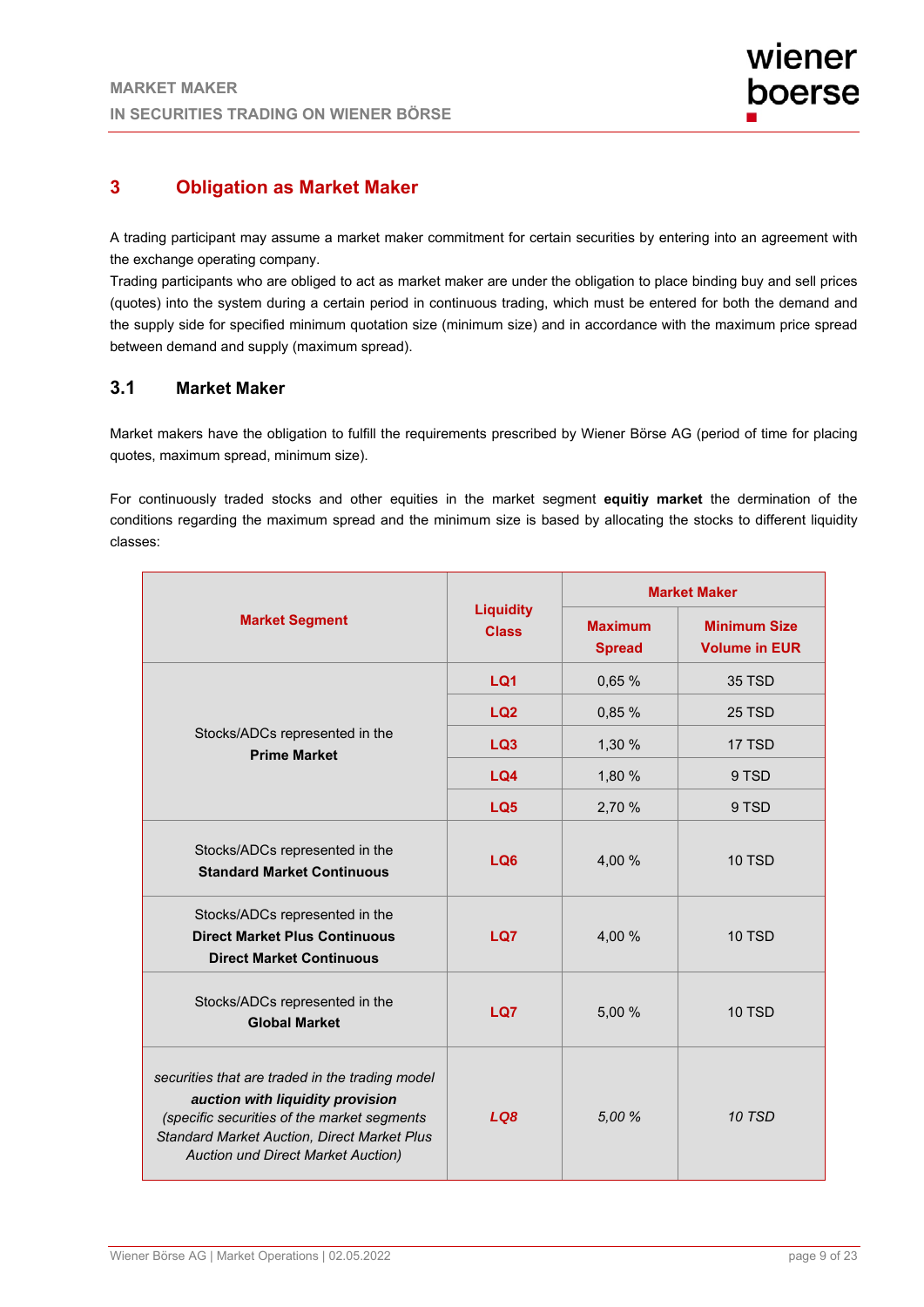## 3 Obligation as Market Maker

A trading participant may assume a market maker commitment for certain securities by entering into an agreement with the exchange operating company.
Trading participants who are obliged to act as market maker are under the obligation to place binding buy and sell prices (quotes) into the system during a certain period in continuous trading, which must be entered for both the demand and the supply side for specified minimum quotation size (minimum size) and in accordance with the maximum price spread between demand and supply (maximum spread).

### 3.1 Market Maker

Market makers have the obligation to fulfill the requirements prescribed by Wiener Börse AG (period of time for placing quotes, maximum spread, minimum size).

For continuously traded stocks and other equities in the market segment **equitiy market** the dermination of the conditions regarding the maximum spread and the minimum size is based by allocating the stocks to different liquidity classes:

| Market Segment | Liquidity Class | Market Maker | |
|---|---|---|---|
| | | Maximum Spread | Minimum Size Volume in EUR |
| Stocks/ADCs represented in the **Prime Market** | LQ1 | 0,65 % | 35 TSD |
| | LQ2 | 0,85 % | 25 TSD |
| | LQ3 | 1,30 % | 17 TSD |
| | LQ4 | 1,80 % | 9 TSD |
| | LQ5 | 2,70 % | 9 TSD |
| Stocks/ADCs represented in the **Standard Market Continuous** | LQ6 | 4,00 % | 10 TSD |
| Stocks/ADCs represented in the **Direct Market Plus Continuous** **Direct Market Continuous** | LQ7 | 4,00 % | 10 TSD |
| Stocks/ADCs represented in the **Global Market** | LQ7 | 5,00 % | 10 TSD |
| *securities that are traded in the trading model* ***auction with liquidity provision*** *(specific securities of the market segments Standard Market Auction, Direct Market Plus Auction und Direct Market Auction)* | *LQ8* | *5,00 %* | *10 TSD* |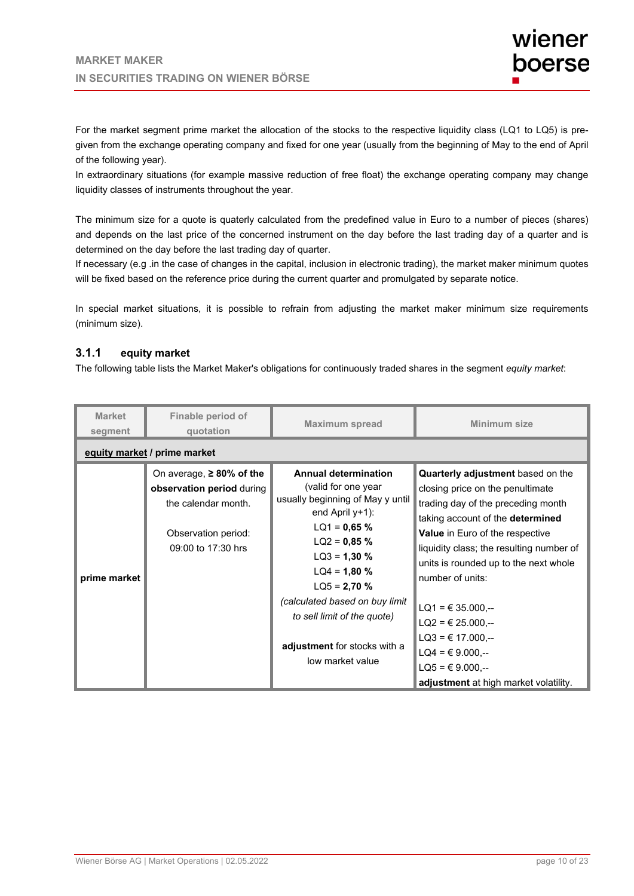For the market segment prime market the allocation of the stocks to the respective liquidity class (LQ1 to LQ5) is pre-given from the exchange operating company and fixed for one year (usually from the beginning of May to the end of April of the following year).

In extraordinary situations (for example massive reduction of free float) the exchange operating company may change liquidity classes of instruments throughout the year.

The minimum size for a quote is quaterly calculated from the predefined value in Euro to a number of pieces (shares) and depends on the last price of the concerned instrument on the day before the last trading day of a quarter and is determined on the day before the last trading day of quarter.

If necessary (e.g .in the case of changes in the capital, inclusion in electronic trading), the market maker minimum quotes will be fixed based on the reference price during the current quarter and promulgated by separate notice.

In special market situations, it is possible to refrain from adjusting the market maker minimum size requirements (minimum size).

### 3.1.1 equity market

The following table lists the Market Maker's obligations for continuously traded shares in the segment *equity market*:

| Market segment | Finable period of quotation | Maximum spread | Minimum size |
|---|---|---|---|
| **equity market / prime market** | | | |
| **prime market** | On average, **≥ 80% of the observation period** during the calendar month.<br><br>Observation period: 09:00 to 17:30 hrs | **Annual determination** (valid for one year usually beginning of May y until end April y+1):<br>LQ1 = **0,65 %**<br>LQ2 = **0,85 %**<br>LQ3 = **1,30 %**<br>LQ4 = **1,80 %**<br>LQ5 = **2,70 %**<br>*(calculated based on buy limit to sell limit of the quote)*<br><br>**adjustment** for stocks with a low market value | **Quarterly adjustment** based on the closing price on the penultimate trading day of the preceding month taking account of the **determined Value** in Euro of the respective liquidity class; the resulting number of units is rounded up to the next whole number of units:<br><br>LQ1 = € 35.000,--<br>LQ2 = € 25.000,--<br>LQ3 = € 17.000,--<br>LQ4 = € 9.000,--<br>LQ5 = € 9.000,--<br>**adjustment** at high market volatility. |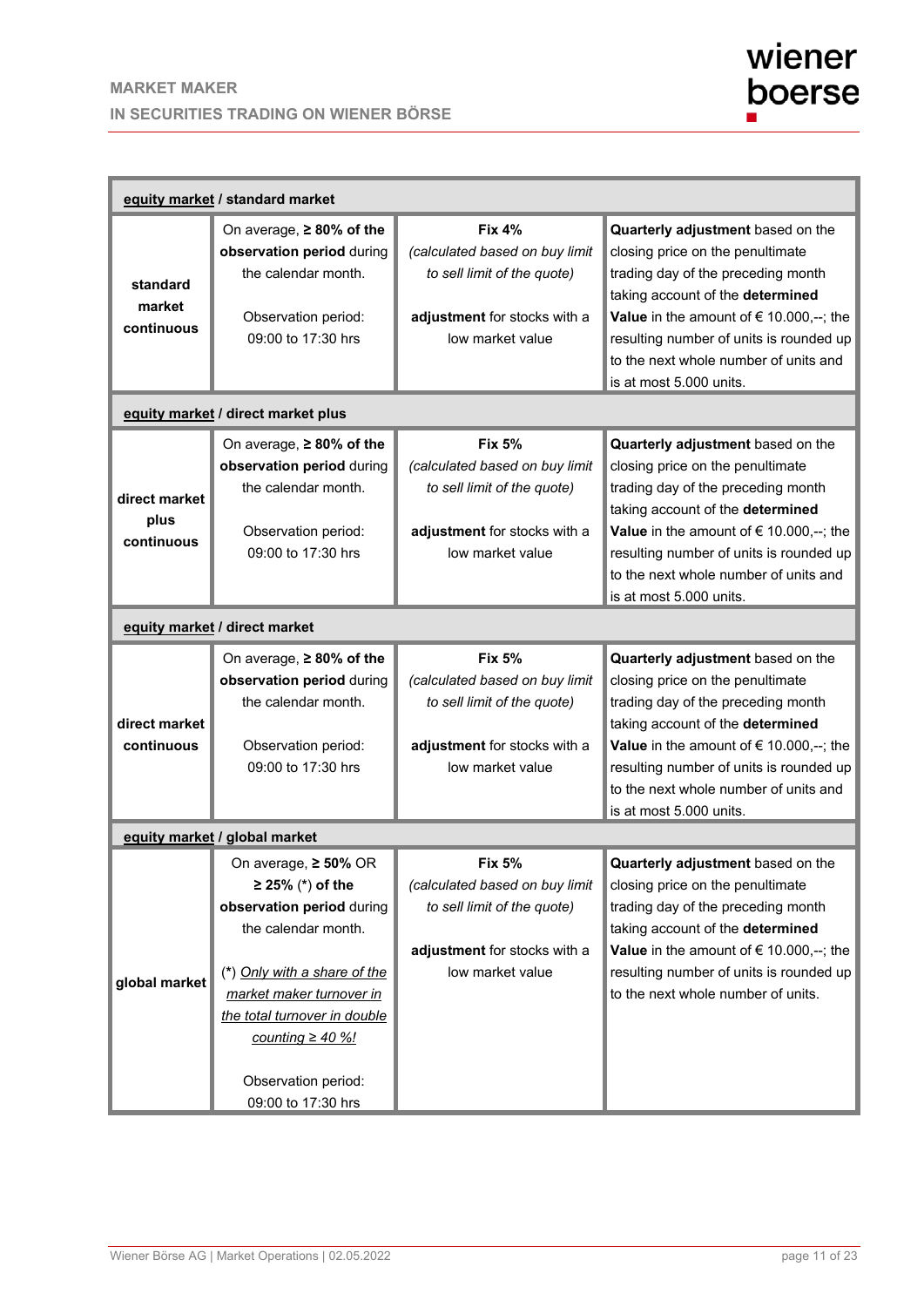| **equity market** / **standard market** | | | |
|---|---|---|---|
| **standard market continuous** | On average, **≥ 80% of the observation period** during the calendar month.<br><br>Observation period: 09:00 to 17:30 hrs | **Fix 4%**<br>*(calculated based on buy limit to sell limit of the quote)*<br><br>**adjustment** for stocks with a low market value | **Quarterly adjustment** based on the closing price on the penultimate trading day of the preceding month taking account of the **determined Value** in the amount of € 10.000,--; the resulting number of units is rounded up to the next whole number of units and is at most 5.000 units. |
| **equity market** / **direct market plus** | | | |
| **direct market plus continuous** | On average, **≥ 80% of the observation period** during the calendar month.<br><br>Observation period: 09:00 to 17:30 hrs | **Fix 5%**<br>*(calculated based on buy limit to sell limit of the quote)*<br><br>**adjustment** for stocks with a low market value | **Quarterly adjustment** based on the closing price on the penultimate trading day of the preceding month taking account of the **determined Value** in the amount of € 10.000,--; the resulting number of units is rounded up to the next whole number of units and is at most 5.000 units. |
| **equity market** / **direct market** | | | |
| **direct market continuous** | On average, **≥ 80% of the observation period** during the calendar month.<br><br>Observation period: 09:00 to 17:30 hrs | **Fix 5%**<br>*(calculated based on buy limit to sell limit of the quote)*<br><br>**adjustment** for stocks with a low market value | **Quarterly adjustment** based on the closing price on the penultimate trading day of the preceding month taking account of the **determined Value** in the amount of € 10.000,--; the resulting number of units is rounded up to the next whole number of units and is at most 5.000 units. |
| **equity market** / **global market** | | | |
| **global market** | On average, **≥ 50%** OR **≥ 25%** (*) **of the observation period** during the calendar month.<br><br>(*) *Only with a share of the market maker turnover in the total turnover in double counting ≥ 40 %!*<br><br>Observation period: 09:00 to 17:30 hrs | **Fix 5%**<br>*(calculated based on buy limit to sell limit of the quote)*<br><br>**adjustment** for stocks with a low market value | **Quarterly adjustment** based on the closing price on the penultimate trading day of the preceding month taking account of the **determined Value** in the amount of € 10.000,--; the resulting number of units is rounded up to the next whole number of units. |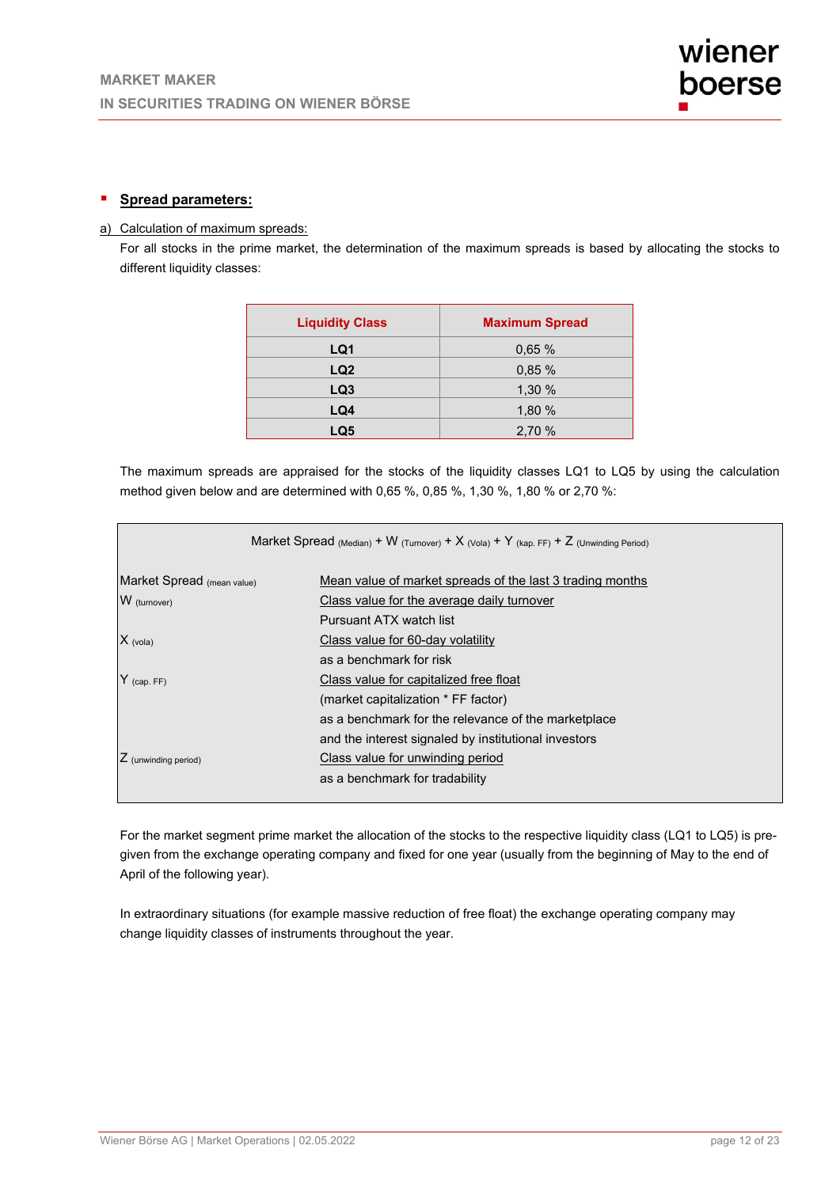- **Spread parameters:**

a) Calculation of maximum spreads:

For all stocks in the prime market, the determination of the maximum spreads is based by allocating the stocks to different liquidity classes:

| Liquidity Class | Maximum Spread |
|---|---|
| **LQ1** | 0,65 % |
| **LQ2** | 0,85 % |
| **LQ3** | 1,30 % |
| **LQ4** | 1,80 % |
| **LQ5** | 2,70 % |

The maximum spreads are appraised for the stocks of the liquidity classes LQ1 to LQ5 by using the calculation method given below and are determined with 0,65 %, 0,85 %, 1,30 %, 1,80 % or 2,70 %:

$$\text{Market Spread}_{(\text{Median})} + W_{(\text{Turnover})} + X_{(\text{Vola})} + Y_{(\text{kap. FF})} + Z_{(\text{Unwinding Period})}$$

| | |
|---|---|
| Market Spread $_{(\text{mean value})}$ | Mean value of market spreads of the last 3 trading months |
| $W_{(\text{turnover})}$ | Class value for the average daily turnover<br>Pursuant ATX watch list |
| $X_{(\text{vola})}$ | Class value for 60-day volatility<br>as a benchmark for risk |
| $Y_{(\text{cap. FF})}$ | Class value for capitalized free float<br>(market capitalization * FF factor)<br>as a benchmark for the relevance of the marketplace<br>and the interest signaled by institutional investors |
| $Z_{(\text{unwinding period})}$ | Class value for unwinding period<br>as a benchmark for tradability |

For the market segment prime market the allocation of the stocks to the respective liquidity class (LQ1 to LQ5) is pre-given from the exchange operating company and fixed for one year (usually from the beginning of May to the end of April of the following year).

In extraordinary situations (for example massive reduction of free float) the exchange operating company may change liquidity classes of instruments throughout the year.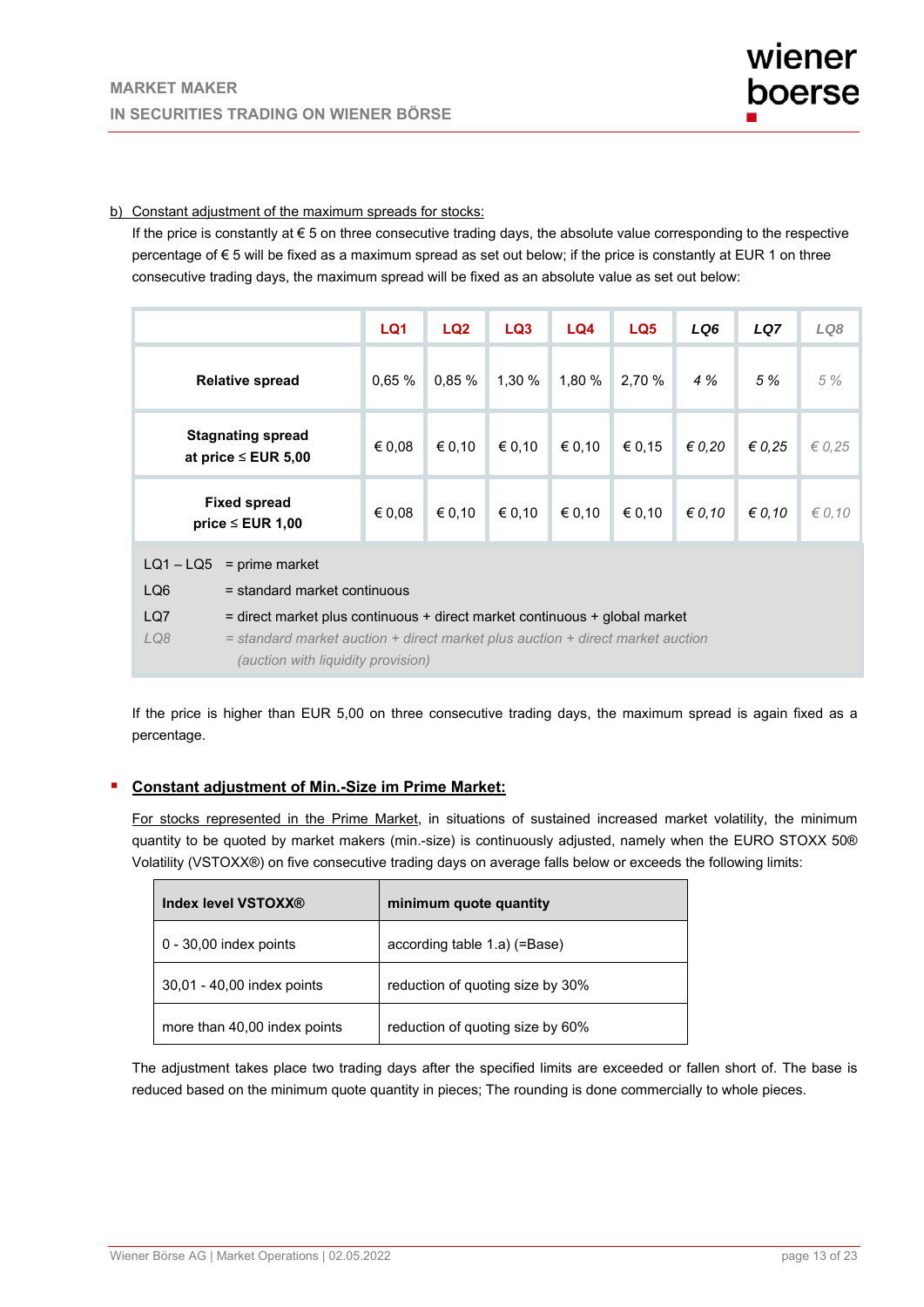b) Constant adjustment of the maximum spreads for stocks:

If the price is constantly at € 5 on three consecutive trading days, the absolute value corresponding to the respective percentage of € 5 will be fixed as a maximum spread as set out below; if the price is constantly at EUR 1 on three consecutive trading days, the maximum spread will be fixed as an absolute value as set out below:

| | LQ1 | LQ2 | LQ3 | LQ4 | LQ5 | *LQ6* | *LQ7* | *LQ8* |
|---|---|---|---|---|---|---|---|---|
| **Relative spread** | 0,65 % | 0,85 % | 1,30 % | 1,80 % | 2,70 % | *4 %* | *5 %* | *5 %* |
| **Stagnating spread at price ≤ EUR 5,00** | € 0,08 | € 0,10 | € 0,10 | € 0,10 | € 0,15 | *€ 0,20* | *€ 0,25* | *€ 0,25* |
| **Fixed spread price ≤ EUR 1,00** | € 0,08 | € 0,10 | € 0,10 | € 0,10 | € 0,10 | *€ 0,10* | *€ 0,10* | *€ 0,10* |

LQ1 – LQ5 = prime market
LQ6 = standard market continuous
LQ7 = direct market plus continuous + direct market continuous + global market
*LQ8 = standard market auction + direct market plus auction + direct market auction (auction with liquidity provision)*

If the price is higher than EUR 5,00 on three consecutive trading days, the maximum spread is again fixed as a percentage.

- **Constant adjustment of Min.-Size im Prime Market:**

For stocks represented in the Prime Market, in situations of sustained increased market volatility, the minimum quantity to be quoted by market makers (min.-size) is continuously adjusted, namely when the EURO STOXX 50® Volatility (VSTOXX®) on five consecutive trading days on average falls below or exceeds the following limits:

| Index level VSTOXX® | minimum quote quantity |
|---|---|
| 0 - 30,00 index points | according table 1.a) (=Base) |
| 30,01 - 40,00 index points | reduction of quoting size by 30% |
| more than 40,00 index points | reduction of quoting size by 60% |

The adjustment takes place two trading days after the specified limits are exceeded or fallen short of. The base is reduced based on the minimum quote quantity in pieces; The rounding is done commercially to whole pieces.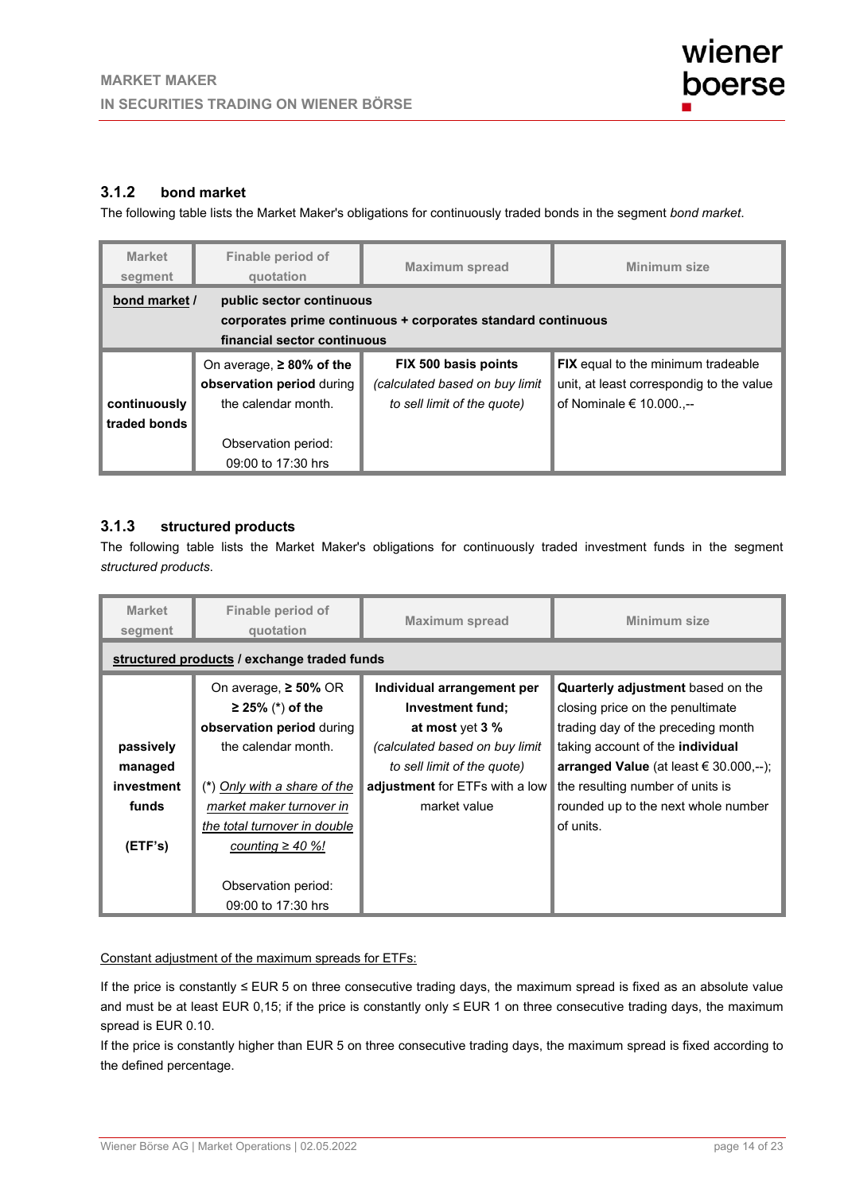### 3.1.2 bond market

The following table lists the Market Maker's obligations for continuously traded bonds in the segment *bond market*.

| Market segment | Finable period of quotation | Maximum spread | Minimum size |
|---|---|---|---|
| <u>bond market</u> / | **public sector continuous**<br>**corporates prime continuous + corporates standard continuous**<br>**financial sector continuous** | | |
| **continuously traded bonds** | On average, **≥ 80% of the observation period** during the calendar month.<br><br>Observation period:<br>09:00 to 17:30 hrs | **FIX 500 basis points**<br>*(calculated based on buy limit to sell limit of the quote)* | **FIX** equal to the minimum tradeable unit, at least correspondig to the value of Nominale € 10.000.,-- |

### 3.1.3 structured products

The following table lists the Market Maker's obligations for continuously traded investment funds in the segment *structured products*.

| Market segment | Finable period of quotation | Maximum spread | Minimum size |
|---|---|---|---|
| **<u>structured products</u> / exchange traded funds** | | | |
| **passively managed investment funds**<br><br>**(ETF's)** | On average, **≥ 50%** OR **≥ 25%** (\*) **of the observation period** during the calendar month.<br><br>(\*) *<u>Only with a share of the market maker turnover in the total turnover in double counting ≥ 40 %!</u>*<br><br>Observation period:<br>09:00 to 17:30 hrs | **Individual arrangement per Investment fund;**<br>**at most** yet **3 %**<br>*(calculated based on buy limit to sell limit of the quote)*<br>**adjustment** for ETFs with a low market value | **Quarterly adjustment** based on the closing price on the penultimate trading day of the preceding month taking account of the **individual arranged Value** (at least € 30.000,--); the resulting number of units is rounded up to the next whole number of units. |

<u>Constant adjustment of the maximum spreads for ETFs:</u>

If the price is constantly ≤ EUR 5 on three consecutive trading days, the maximum spread is fixed as an absolute value and must be at least EUR 0,15; if the price is constantly only ≤ EUR 1 on three consecutive trading days, the maximum spread is EUR 0.10.
If the price is constantly higher than EUR 5 on three consecutive trading days, the maximum spread is fixed according to the defined percentage.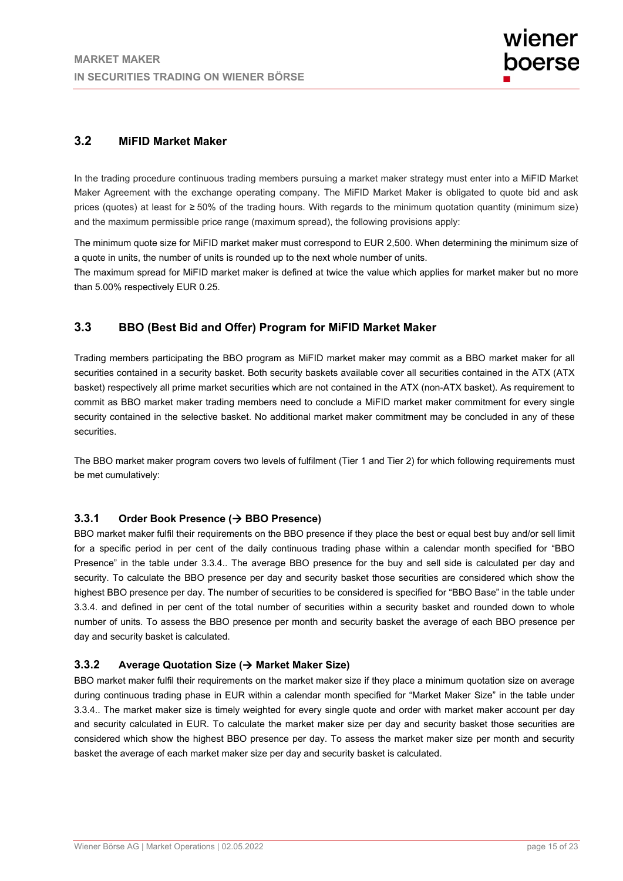## 3.2 MiFID Market Maker

In the trading procedure continuous trading members pursuing a market maker strategy must enter into a MiFID Market Maker Agreement with the exchange operating company. The MiFID Market Maker is obligated to quote bid and ask prices (quotes) at least for ≥ 50% of the trading hours. With regards to the minimum quotation quantity (minimum size) and the maximum permissible price range (maximum spread), the following provisions apply:

The minimum quote size for MiFID market maker must correspond to EUR 2,500. When determining the minimum size of a quote in units, the number of units is rounded up to the next whole number of units.

The maximum spread for MiFID market maker is defined at twice the value which applies for market maker but no more than 5.00% respectively EUR 0.25.

## 3.3 BBO (Best Bid and Offer) Program for MiFID Market Maker

Trading members participating the BBO program as MiFID market maker may commit as a BBO market maker for all securities contained in a security basket. Both security baskets available cover all securities contained in the ATX (ATX basket) respectively all prime market securities which are not contained in the ATX (non-ATX basket). As requirement to commit as BBO market maker trading members need to conclude a MiFID market maker commitment for every single security contained in the selective basket. No additional market maker commitment may be concluded in any of these securities.

The BBO market maker program covers two levels of fulfilment (Tier 1 and Tier 2) for which following requirements must be met cumulatively:

### 3.3.1 Order Book Presence (→ BBO Presence)

BBO market maker fulfil their requirements on the BBO presence if they place the best or equal best buy and/or sell limit for a specific period in per cent of the daily continuous trading phase within a calendar month specified for "BBO Presence" in the table under 3.3.4.. The average BBO presence for the buy and sell side is calculated per day and security. To calculate the BBO presence per day and security basket those securities are considered which show the highest BBO presence per day. The number of securities to be considered is specified for "BBO Base" in the table under 3.3.4. and defined in per cent of the total number of securities within a security basket and rounded down to whole number of units. To assess the BBO presence per month and security basket the average of each BBO presence per day and security basket is calculated.

### 3.3.2 Average Quotation Size (→ Market Maker Size)

BBO market maker fulfil their requirements on the market maker size if they place a minimum quotation size on average during continuous trading phase in EUR within a calendar month specified for "Market Maker Size" in the table under 3.3.4.. The market maker size is timely weighted for every single quote and order with market maker account per day and security calculated in EUR. To calculate the market maker size per day and security basket those securities are considered which show the highest BBO presence per day. To assess the market maker size per month and security basket the average of each market maker size per day and security basket is calculated.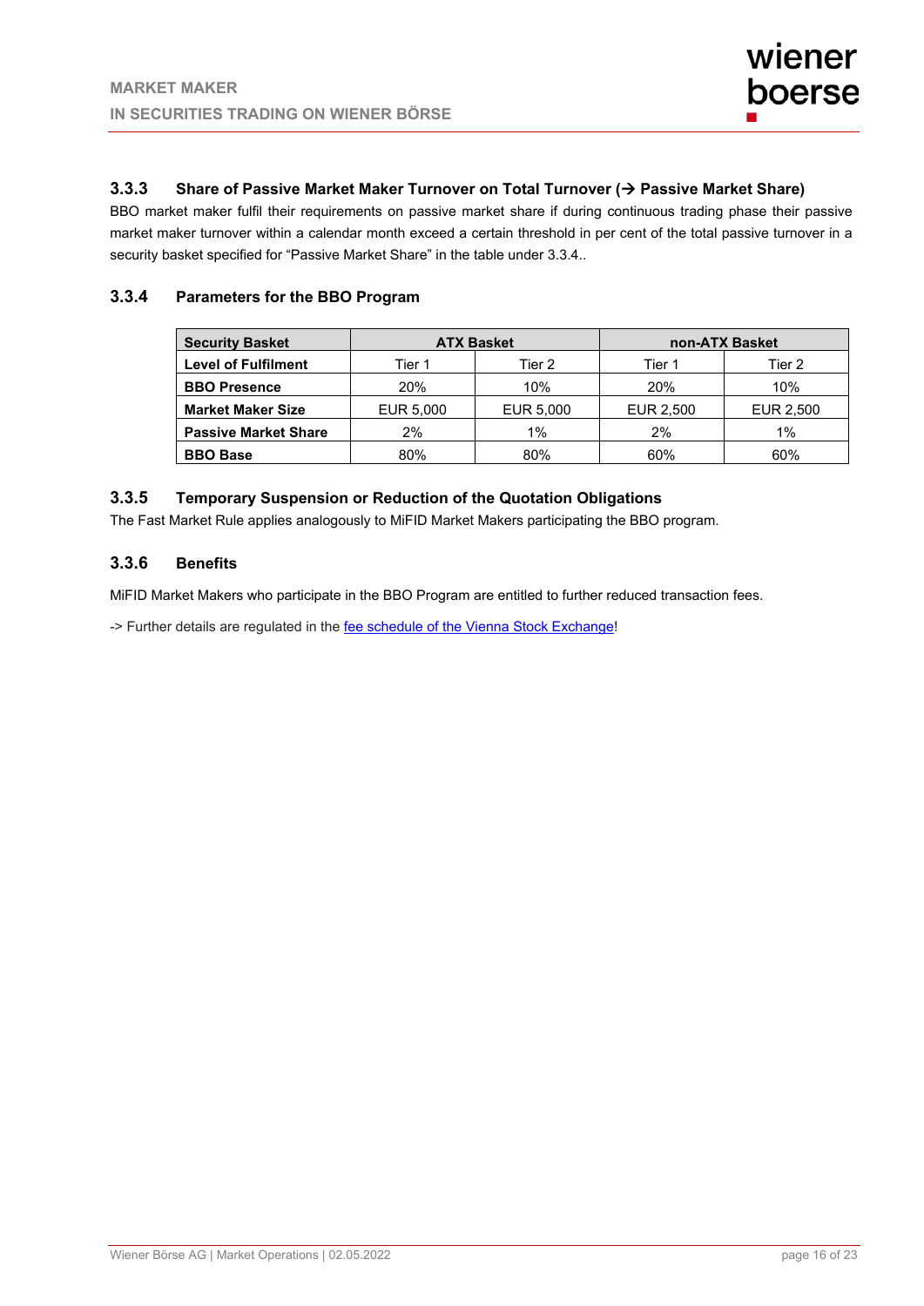### 3.3.3 Share of Passive Market Maker Turnover on Total Turnover (→ Passive Market Share)

BBO market maker fulfil their requirements on passive market share if during continuous trading phase their passive market maker turnover within a calendar month exceed a certain threshold in per cent of the total passive turnover in a security basket specified for "Passive Market Share" in the table under 3.3.4..

### 3.3.4 Parameters for the BBO Program

| Security Basket | ATX Basket | | non-ATX Basket | |
|---|---|---|---|---|
| **Level of Fulfilment** | Tier 1 | Tier 2 | Tier 1 | Tier 2 |
| **BBO Presence** | 20% | 10% | 20% | 10% |
| **Market Maker Size** | EUR 5,000 | EUR 5,000 | EUR 2,500 | EUR 2,500 |
| **Passive Market Share** | 2% | 1% | 2% | 1% |
| **BBO Base** | 80% | 80% | 60% | 60% |

### 3.3.5 Temporary Suspension or Reduction of the Quotation Obligations

The Fast Market Rule applies analogously to MiFID Market Makers participating the BBO program.

### 3.3.6 Benefits

MiFID Market Makers who participate in the BBO Program are entitled to further reduced transaction fees.

-> Further details are regulated in the fee schedule of the Vienna Stock Exchange!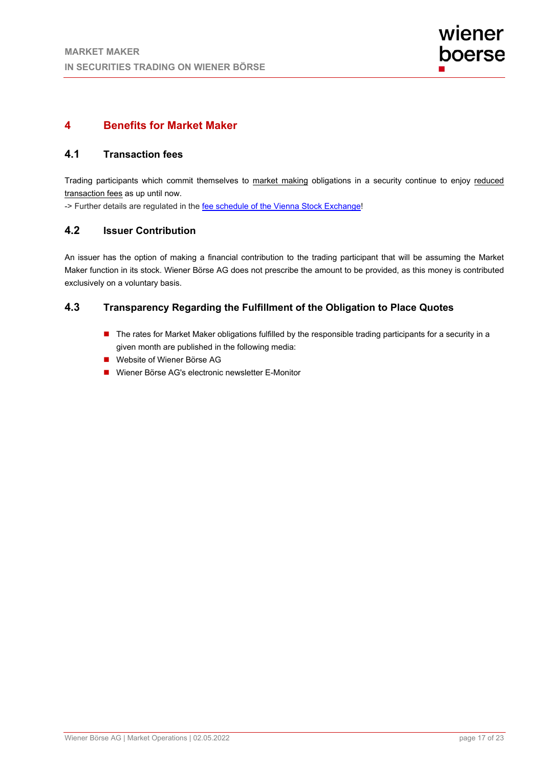# 4 Benefits for Market Maker

## 4.1 Transaction fees

Trading participants which commit themselves to market making obligations in a security continue to enjoy reduced transaction fees as up until now.
-> Further details are regulated in the fee schedule of the Vienna Stock Exchange!

## 4.2 Issuer Contribution

An issuer has the option of making a financial contribution to the trading participant that will be assuming the Market Maker function in its stock. Wiener Börse AG does not prescribe the amount to be provided, as this money is contributed exclusively on a voluntary basis.

## 4.3 Transparency Regarding the Fulfillment of the Obligation to Place Quotes

- The rates for Market Maker obligations fulfilled by the responsible trading participants for a security in a given month are published in the following media:
- Website of Wiener Börse AG
- Wiener Börse AG's electronic newsletter E-Monitor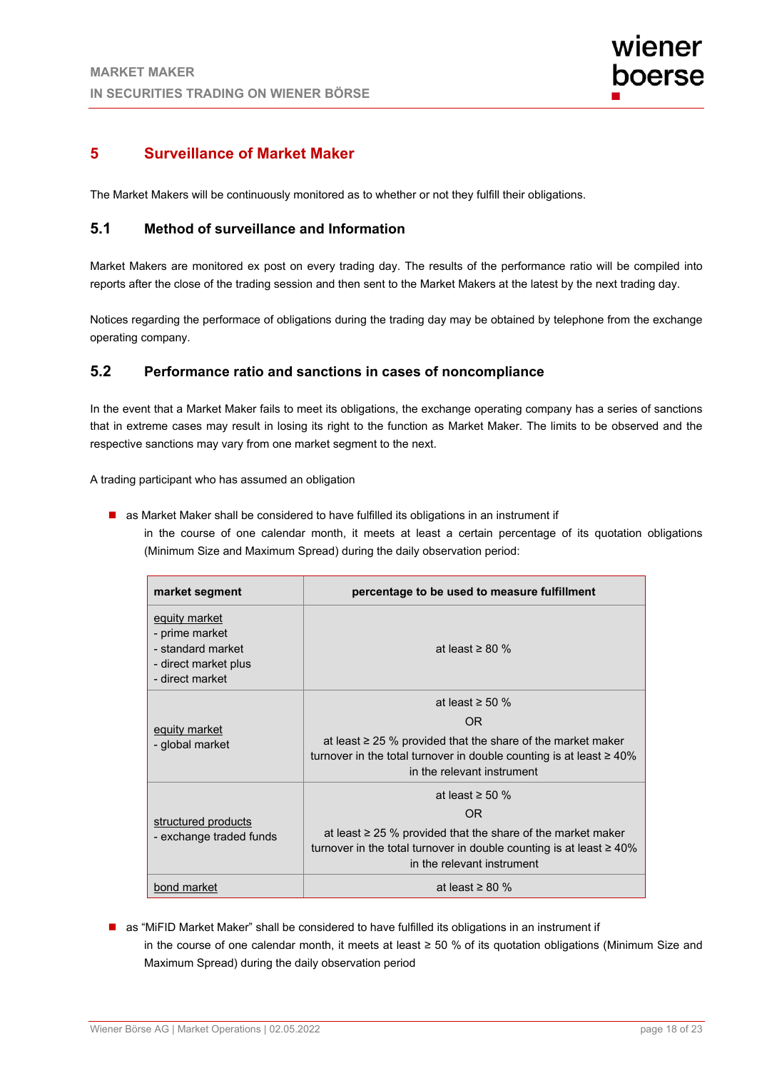## 5 Surveillance of Market Maker

The Market Makers will be continuously monitored as to whether or not they fulfill their obligations.

### 5.1 Method of surveillance and Information

Market Makers are monitored ex post on every trading day. The results of the performance ratio will be compiled into reports after the close of the trading session and then sent to the Market Makers at the latest by the next trading day.

Notices regarding the performace of obligations during the trading day may be obtained by telephone from the exchange operating company.

### 5.2 Performance ratio and sanctions in cases of noncompliance

In the event that a Market Maker fails to meet its obligations, the exchange operating company has a series of sanctions that in extreme cases may result in losing its right to the function as Market Maker. The limits to be observed and the respective sanctions may vary from one market segment to the next.

A trading participant who has assumed an obligation

- as Market Maker shall be considered to have fulfilled its obligations in an instrument if
  in the course of one calendar month, it meets at least a certain percentage of its quotation obligations (Minimum Size and Maximum Spread) during the daily observation period:

| market segment | percentage to be used to measure fulfillment |
|---|---|
| equity market<br>- prime market<br>- standard market<br>- direct market plus<br>- direct market | at least ≥ 80 % |
| equity market<br>- global market | at least ≥ 50 %<br>OR<br>at least ≥ 25 % provided that the share of the market maker turnover in the total turnover in double counting is at least ≥ 40% in the relevant instrument |
| structured products<br>- exchange traded funds | at least ≥ 50 %<br>OR<br>at least ≥ 25 % provided that the share of the market maker turnover in the total turnover in double counting is at least ≥ 40% in the relevant instrument |
| bond market | at least ≥ 80 % |

- as "MiFID Market Maker" shall be considered to have fulfilled its obligations in an instrument if
  in the course of one calendar month, it meets at least ≥ 50 % of its quotation obligations (Minimum Size and Maximum Spread) during the daily observation period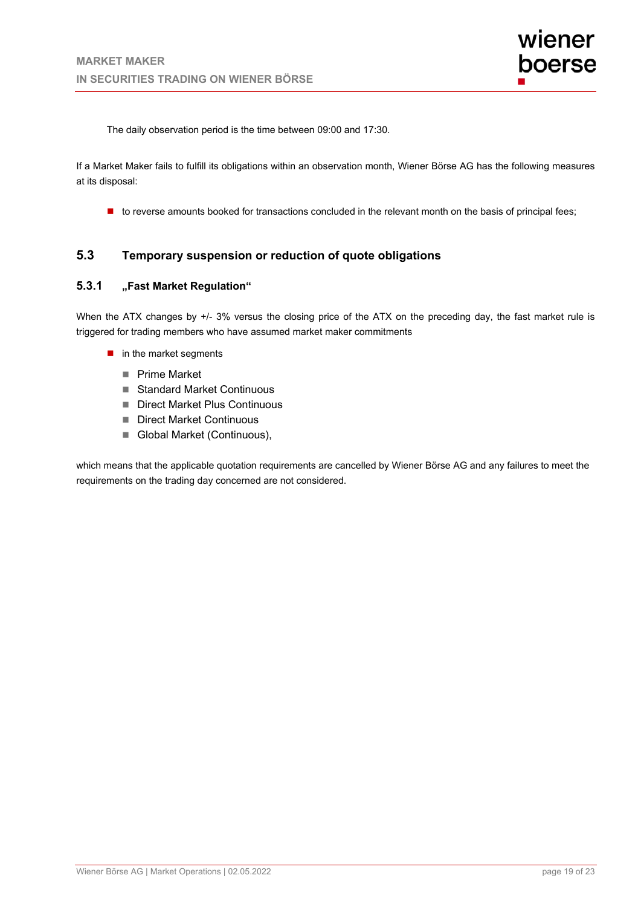The daily observation period is the time between 09:00 and 17:30.

If a Market Maker fails to fulfill its obligations within an observation month, Wiener Börse AG has the following measures at its disposal:

- to reverse amounts booked for transactions concluded in the relevant month on the basis of principal fees;

## 5.3 Temporary suspension or reduction of quote obligations

### 5.3.1 „Fast Market Regulation“

When the ATX changes by +/- 3% versus the closing price of the ATX on the preceding day, the fast market rule is triggered for trading members who have assumed market maker commitments

- in the market segments
  - Prime Market
  - Standard Market Continuous
  - Direct Market Plus Continuous
  - Direct Market Continuous
  - Global Market (Continuous),

which means that the applicable quotation requirements are cancelled by Wiener Börse AG and any failures to meet the requirements on the trading day concerned are not considered.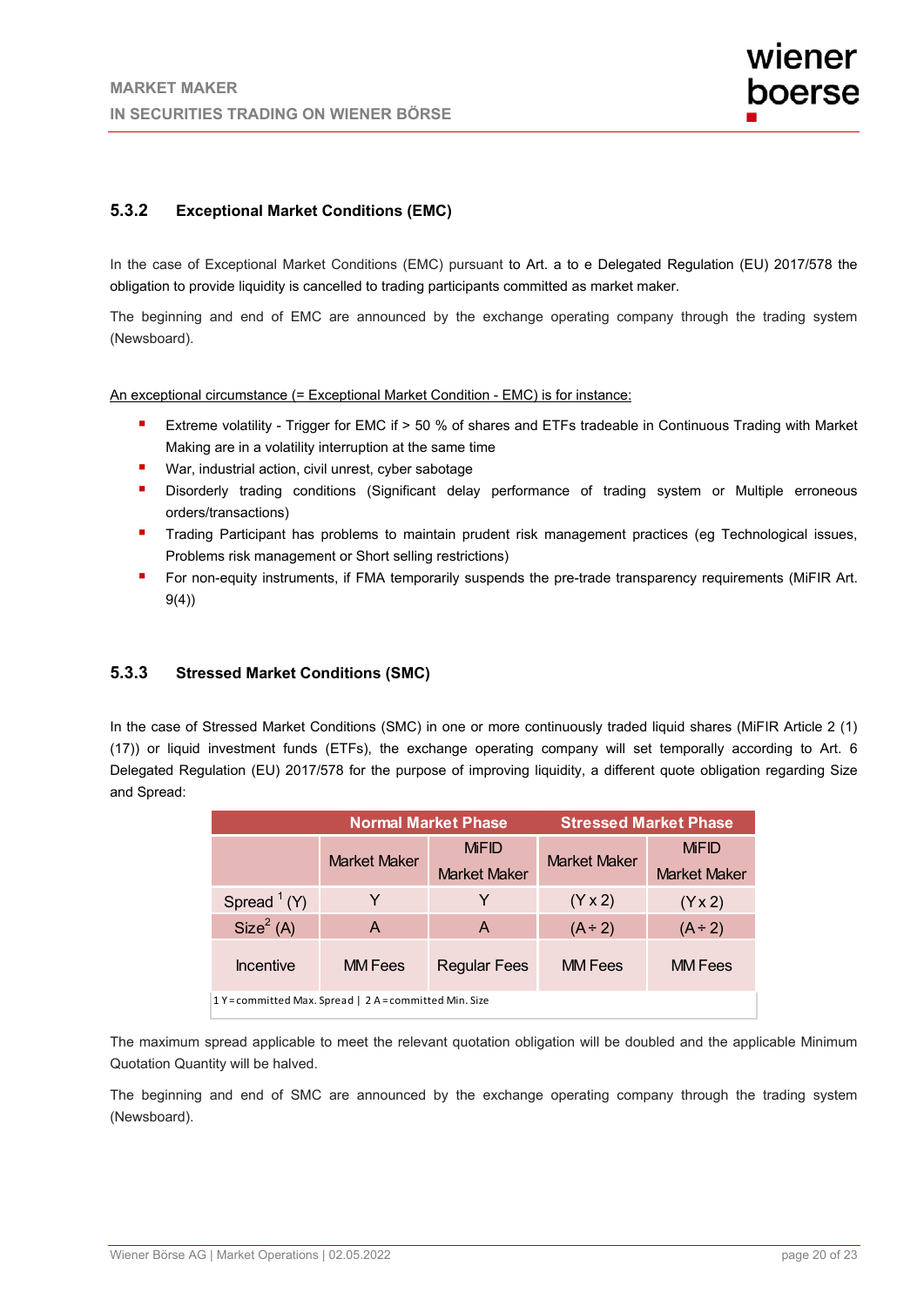### 5.3.2 Exceptional Market Conditions (EMC)

In the case of Exceptional Market Conditions (EMC) pursuant to Art. a to e Delegated Regulation (EU) 2017/578 the obligation to provide liquidity is cancelled to trading participants committed as market maker.

The beginning and end of EMC are announced by the exchange operating company through the trading system (Newsboard).

<u>An exceptional circumstance (= Exceptional Market Condition - EMC) is for instance:</u>

- Extreme volatility - Trigger for EMC if > 50 % of shares and ETFs tradeable in Continuous Trading with Market Making are in a volatility interruption at the same time
- War, industrial action, civil unrest, cyber sabotage
- Disorderly trading conditions (Significant delay performance of trading system or Multiple erroneous orders/transactions)
- Trading Participant has problems to maintain prudent risk management practices (eg Technological issues, Problems risk management or Short selling restrictions)
- For non-equity instruments, if FMA temporarily suspends the pre-trade transparency requirements (MiFIR Art. 9(4))

### 5.3.3 Stressed Market Conditions (SMC)

In the case of Stressed Market Conditions (SMC) in one or more continuously traded liquid shares (MiFIR Article 2 (1) (17)) or liquid investment funds (ETFs), the exchange operating company will set temporally according to Art. 6 Delegated Regulation (EU) 2017/578 for the purpose of improving liquidity, a different quote obligation regarding Size and Spread:

| | Normal Market Phase | | Stressed Market Phase | |
|---|---|---|---|---|
| | Market Maker | MiFID Market Maker | Market Maker | MiFID Market Maker |
| Spread [1] (Y) | Y | Y | (Y x 2) | (Y x 2) |
| Size [2] (A) | A | A | (A ÷ 2) | (A ÷ 2) |
| Incentive | MM Fees | Regular Fees | MM Fees | MM Fees |

1 Y = committed Max. Spread | 2 A = committed Min. Size

The maximum spread applicable to meet the relevant quotation obligation will be doubled and the applicable Minimum Quotation Quantity will be halved.

The beginning and end of SMC are announced by the exchange operating company through the trading system (Newsboard).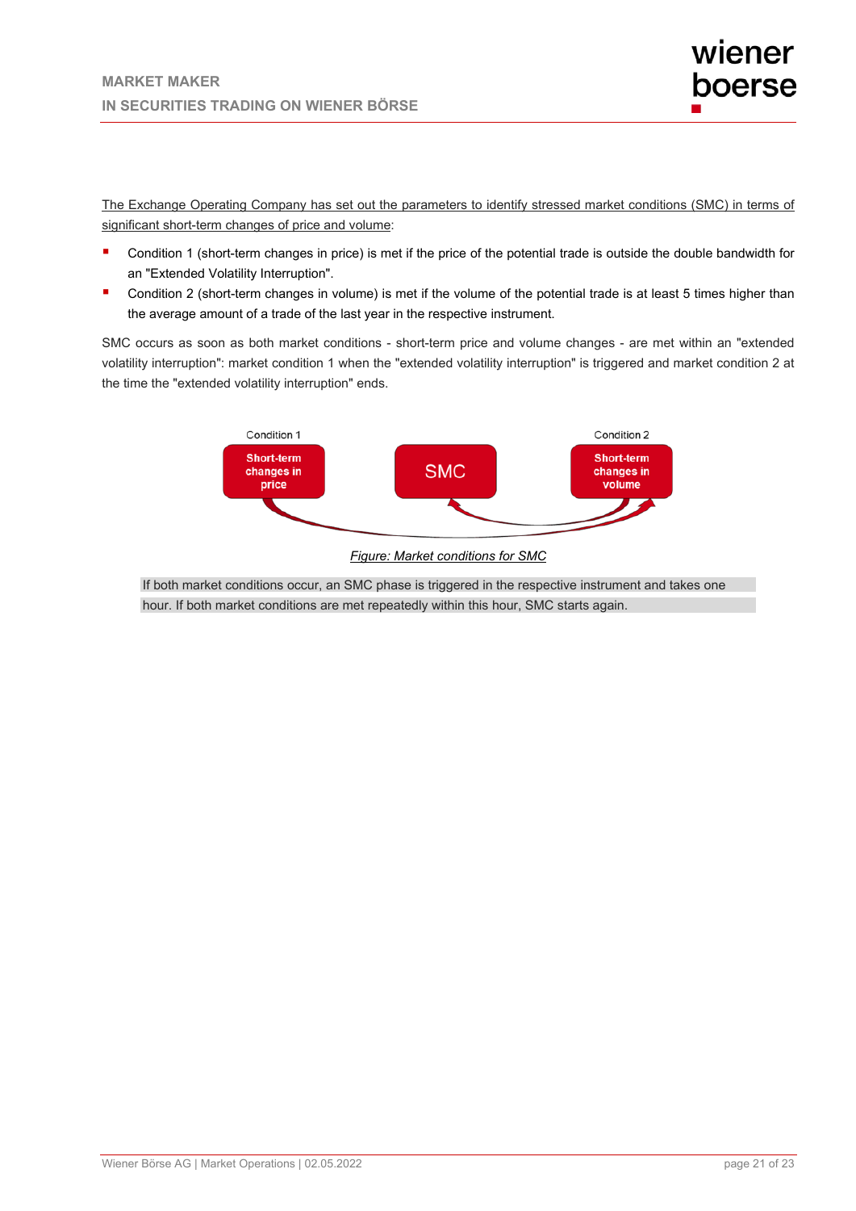The Exchange Operating Company has set out the parameters to identify stressed market conditions (SMC) in terms of significant short-term changes of price and volume:

- Condition 1 (short-term changes in price) is met if the price of the potential trade is outside the double bandwidth for an "Extended Volatility Interruption".
- Condition 2 (short-term changes in volume) is met if the volume of the potential trade is at least 5 times higher than the average amount of a trade of the last year in the respective instrument.

SMC occurs as soon as both market conditions - short-term price and volume changes - are met within an "extended volatility interruption": market condition 1 when the "extended volatility interruption" is triggered and market condition 2 at the time the "extended volatility interruption" ends.

Condition 1

**Short-term changes in price**

SMC

Condition 2

**Short-term changes in volume**

*Figure: Market conditions for SMC*

If both market conditions occur, an SMC phase is triggered in the respective instrument and takes one hour. If both market conditions are met repeatedly within this hour, SMC starts again.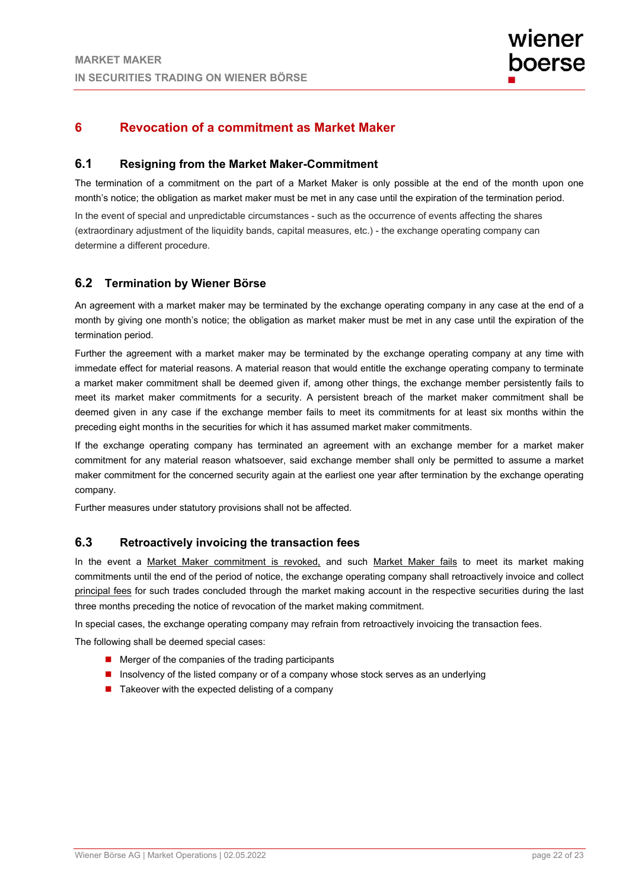# 6 Revocation of a commitment as Market Maker

## 6.1 Resigning from the Market Maker-Commitment

The termination of a commitment on the part of a Market Maker is only possible at the end of the month upon one month's notice; the obligation as market maker must be met in any case until the expiration of the termination period.

In the event of special and unpredictable circumstances - such as the occurrence of events affecting the shares (extraordinary adjustment of the liquidity bands, capital measures, etc.) - the exchange operating company can determine a different procedure.

## 6.2 Termination by Wiener Börse

An agreement with a market maker may be terminated by the exchange operating company in any case at the end of a month by giving one month's notice; the obligation as market maker must be met in any case until the expiration of the termination period.

Further the agreement with a market maker may be terminated by the exchange operating company at any time with immediate effect for material reasons. A material reason that would entitle the exchange operating company to terminate a market maker commitment shall be deemed given if, among other things, the exchange member persistently fails to meet its market maker commitments for a security. A persistent breach of the market maker commitment shall be deemed given in any case if the exchange member fails to meet its commitments for at least six months within the preceding eight months in the securities for which it has assumed market maker commitments.

If the exchange operating company has terminated an agreement with an exchange member for a market maker commitment for any material reason whatsoever, said exchange member shall only be permitted to assume a market maker commitment for the concerned security again at the earliest one year after termination by the exchange operating company.

Further measures under statutory provisions shall not be affected.

## 6.3 Retroactively invoicing the transaction fees

In the event a Market Maker commitment is revoked, and such Market Maker fails to meet its market making commitments until the end of the period of notice, the exchange operating company shall retroactively invoice and collect principal fees for such trades concluded through the market making account in the respective securities during the last three months preceding the notice of revocation of the market making commitment.

In special cases, the exchange operating company may refrain from retroactively invoicing the transaction fees.

The following shall be deemed special cases:

- Merger of the companies of the trading participants
- Insolvency of the listed company or of a company whose stock serves as an underlying
- Takeover with the expected delisting of a company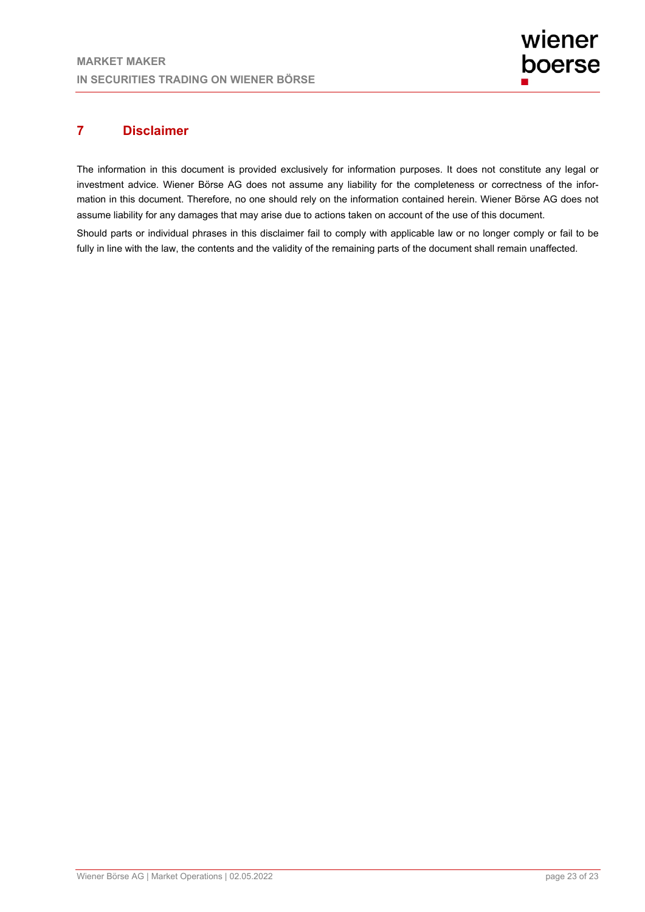## 7 Disclaimer

The information in this document is provided exclusively for information purposes. It does not constitute any legal or investment advice. Wiener Börse AG does not assume any liability for the completeness or correctness of the information in this document. Therefore, no one should rely on the information contained herein. Wiener Börse AG does not assume liability for any damages that may arise due to actions taken on account of the use of this document.

Should parts or individual phrases in this disclaimer fail to comply with applicable law or no longer comply or fail to be fully in line with the law, the contents and the validity of the remaining parts of the document shall remain unaffected.